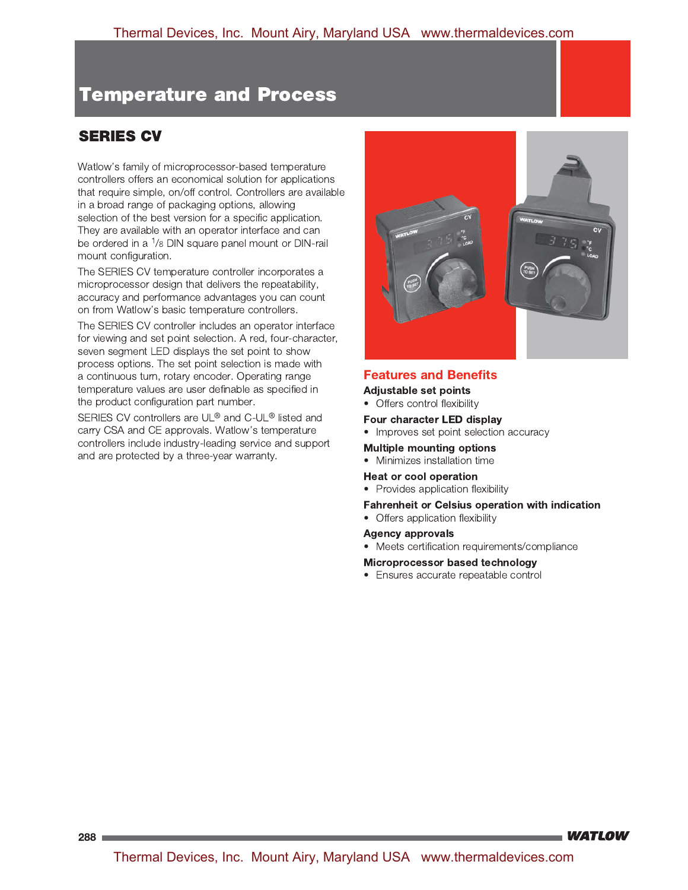# Temperature and Process

## SERIES CV

Watlow's family of microprocessor-based temperature controllers offers an economical solution for applications that require simple, on/off control. Controllers are available in a broad range of packaging options, allowing selection of the best version for a specific application. They are available with an operator interface and can be ordered in a 1/8 DIN square panel mount or DIN-rail mount configuration.

The SERIES CV temperature controller incorporates a microprocessor design that delivers the repeatability, accuracy and performance advantages you can count on from Watlow's basic temperature controllers.

The SERIES CV controller includes an operator interface for viewing and set point selection. A red, four-character, seven segment LED displays the set point to show process options. The set point selection is made with a continuous turn, rotary encoder. Operating range temperature values are user definable as specified in the product configuration part number.

SERIES CV controllers are UL® and C-UL® listed and carry CSA and CE approvals. Watlow's temperature controllers include industry-leading service and support and are protected by a three-year warranty.

### Features and Benefits

**Adjustable set points**

- Offers control flexibility

**Four character LED display**

- Improves set point selection accuracy

**Multiple mounting options**

- Minimizes installation time

**Heat or cool operation**

- Provides application flexibility

**Fahrenheit or Celsius operation with indication**

- Offers application flexibility

**Agency approvals**

- Meets certification requirements/compliance

**Microprocessor based technology**

- Ensures accurate repeatable control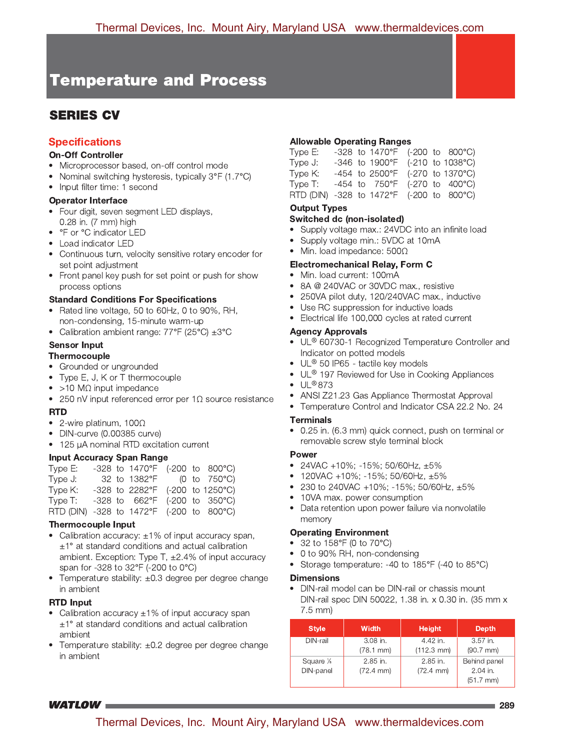# Temperature and Process

## SERIES CV

## Specifications

### On-Off Controller

- Microprocessor based, on-off control mode
- Nominal switching hysteresis, typically 3°F (1.7°C)
- Input filter time: 1 second

### Operator Interface

- Four digit, seven segment LED displays, 0.28 in. (7 mm) high
- °F or °C indicator LED
- Load indicator LED
- Continuous turn, velocity sensitive rotary encoder for set point adjustment
- Front panel key push for set point or push for show process options

### Standard Conditions For Specifications

- Rated line voltage, 50 to 60Hz, 0 to 90%, RH, non-condensing, 15-minute warm-up
- Calibration ambient range: 77°F (25°C) ±3°C

### Sensor Input

**Thermocouple**

- Grounded or ungrounded
- Type E, J, K or T thermocouple
- >10 MΩ input impedance
- 250 nV input referenced error per 1Ω source resistance

**RTD**

- 2-wire platinum, 100Ω
- DIN-curve (0.00385 curve)
- 125 µA nominal RTD excitation current

### Input Accuracy Span Range

| | | |
|---|---|---|
| Type E: | -328 to 1470°F | (-200 to 800°C) |
| Type J: | 32 to 1382°F | (0 to 750°C) |
| Type K: | -328 to 2282°F | (-200 to 1250°C) |
| Type T: | -328 to 662°F | (-200 to 350°C) |
| RTD (DIN) | -328 to 1472°F | (-200 to 800°C) |

### Thermocouple Input

- Calibration accuracy: ±1% of input accuracy span, ±1° at standard conditions and actual calibration ambient. Exception: Type T, ±2.4% of input accuracy span for -328 to 32°F (-200 to 0°C)
- Temperature stability: ±0.3 degree per degree change in ambient

### RTD Input

- Calibration accuracy ±1% of input accuracy span ±1° at standard conditions and actual calibration ambient
- Temperature stability: ±0.2 degree per degree change in ambient

### Allowable Operating Ranges

| | | |
|---|---|---|
| Type E: | -328 to 1470°F | (-200 to 800°C) |
| Type J: | -346 to 1900°F | (-210 to 1038°C) |
| Type K: | -454 to 2500°F | (-270 to 1370°C) |
| Type T: | -454 to 750°F | (-270 to 400°C) |
| RTD (DIN) | -328 to 1472°F | (-200 to 800°C) |

### Output Types

**Switched dc (non-isolated)**

- Supply voltage max.: 24VDC into an infinite load
- Supply voltage min.: 5VDC at 10mA
- Min. load impedance: 500Ω

**Electromechanical Relay, Form C**

- Min. load current: 100mA
- 8A @ 240VAC or 30VDC max., resistive
- 250VA pilot duty, 120/240VAC max., inductive
- Use RC suppression for inductive loads
- Electrical life 100,000 cycles at rated current

### Agency Approvals

- UL® 60730-1 Recognized Temperature Controller and Indicator on potted models
- UL® 50 IP65 - tactile key models
- UL® 197 Reviewed for Use in Cooking Appliances
- UL® 873
- ANSI Z21.23 Gas Appliance Thermostat Approval
- Temperature Control and Indicator CSA 22.2 No. 24

### Terminals

- 0.25 in. (6.3 mm) quick connect, push on terminal or removable screw style terminal block

### Power

- 24VAC +10%; -15%; 50/60Hz, ±5%
- 120VAC +10%; -15%; 50/60Hz, ±5%
- 230 to 240VAC +10%; -15%; 50/60Hz, ±5%
- 10VA max. power consumption
- Data retention upon power failure via nonvolatile memory

### Operating Environment

- 32 to 158°F (0 to 70°C)
- 0 to 90% RH, non-condensing
- Storage temperature: -40 to 185°F (-40 to 85°C)

### Dimensions

- DIN-rail model can be DIN-rail or chassis mount DIN-rail spec DIN 50022, 1.38 in. x 0.30 in. (35 mm x 7.5 mm)

| Style | Width | Height | Depth |
|---|---|---|---|
| DIN-rail | 3.08 in. (78.1 mm) | 4.42 in. (112.3 mm) | 3.57 in. (90.7 mm) |
| Square ⅛ DIN-panel | 2.85 in. (72.4 mm) | 2.85 in. (72.4 mm) | Behind panel 2.04 in. (51.7 mm) |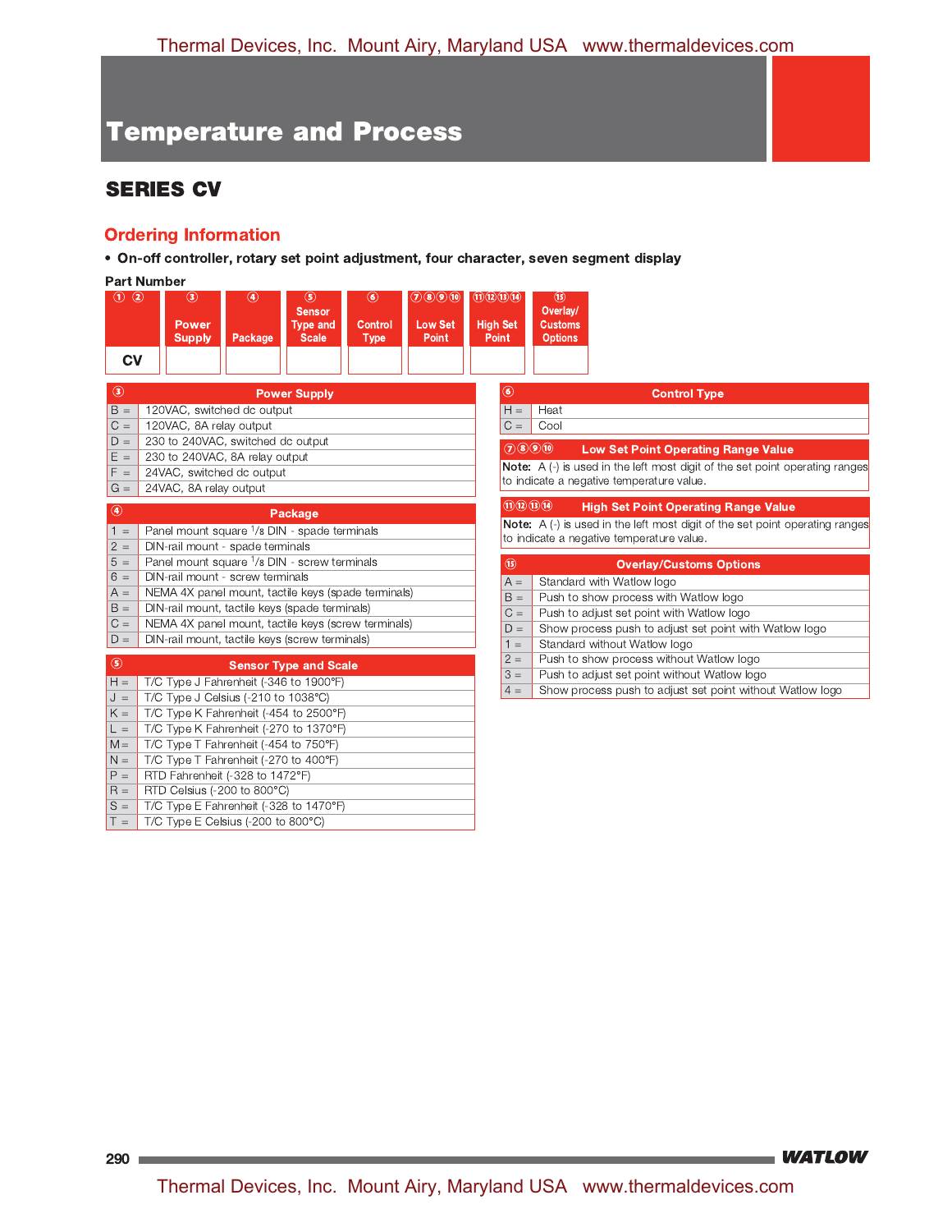# Temperature and Process

## SERIES CV

### Ordering Information

- **On-off controller, rotary set point adjustment, four character, seven segment display**

**Part Number**

| ① ② | ③ Power Supply | ④ Package | ⑤ Sensor Type and Scale | ⑥ Control Type | ⑦⑧⑨⑩ Low Set Point | ⑪⑫⑬⑭ High Set Point | ⑮ Overlay/ Customs Options |
|---|---|---|---|---|---|---|---|
| CV | | | | | | | |

| ③ | Power Supply |
|---|---|
| B = | 120VAC, switched dc output |
| C = | 120VAC, 8A relay output |
| D = | 230 to 240VAC, switched dc output |
| E = | 230 to 240VAC, 8A relay output |
| F = | 24VAC, switched dc output |
| G = | 24VAC, 8A relay output |

| ④ | Package |
|---|---|
| 1 = | Panel mount square 1/8 DIN - spade terminals |
| 2 = | DIN-rail mount - spade terminals |
| 5 = | Panel mount square 1/8 DIN - screw terminals |
| 6 = | DIN-rail mount - screw terminals |
| A = | NEMA 4X panel mount, tactile keys (spade terminals) |
| B = | DIN-rail mount, tactile keys (spade terminals) |
| C = | NEMA 4X panel mount, tactile keys (screw terminals) |
| D = | DIN-rail mount, tactile keys (screw terminals) |

| ⑤ | Sensor Type and Scale |
|---|---|
| H = | T/C Type J Fahrenheit (-346 to 1900°F) |
| J = | T/C Type J Celsius (-210 to 1038°C) |
| K = | T/C Type K Fahrenheit (-454 to 2500°F) |
| L = | T/C Type K Fahrenheit (-270 to 1370°F) |
| M = | T/C Type T Fahrenheit (-454 to 750°F) |
| N = | T/C Type T Fahrenheit (-270 to 400°F) |
| P = | RTD Fahrenheit (-328 to 1472°F) |
| R = | RTD Celsius (-200 to 800°C) |
| S = | T/C Type E Fahrenheit (-328 to 1470°F) |
| T = | T/C Type E Celsius (-200 to 800°C) |

| ⑥ | Control Type |
|---|---|
| H = | Heat |
| C = | Cool |

**⑦⑧⑨⑩ Low Set Point Operating Range Value**

**Note:** A (-) is used in the left most digit of the set point operating ranges to indicate a negative temperature value.

**⑪⑫⑬⑭ High Set Point Operating Range Value**

**Note:** A (-) is used in the left most digit of the set point operating ranges to indicate a negative temperature value.

| ⑮ | Overlay/Customs Options |
|---|---|
| A = | Standard with Watlow logo |
| B = | Push to show process with Watlow logo |
| C = | Push to adjust set point with Watlow logo |
| D = | Show process push to adjust set point with Watlow logo |
| 1 = | Standard without Watlow logo |
| 2 = | Push to show process without Watlow logo |
| 3 = | Push to adjust set point without Watlow logo |
| 4 = | Show process push to adjust set point without Watlow logo |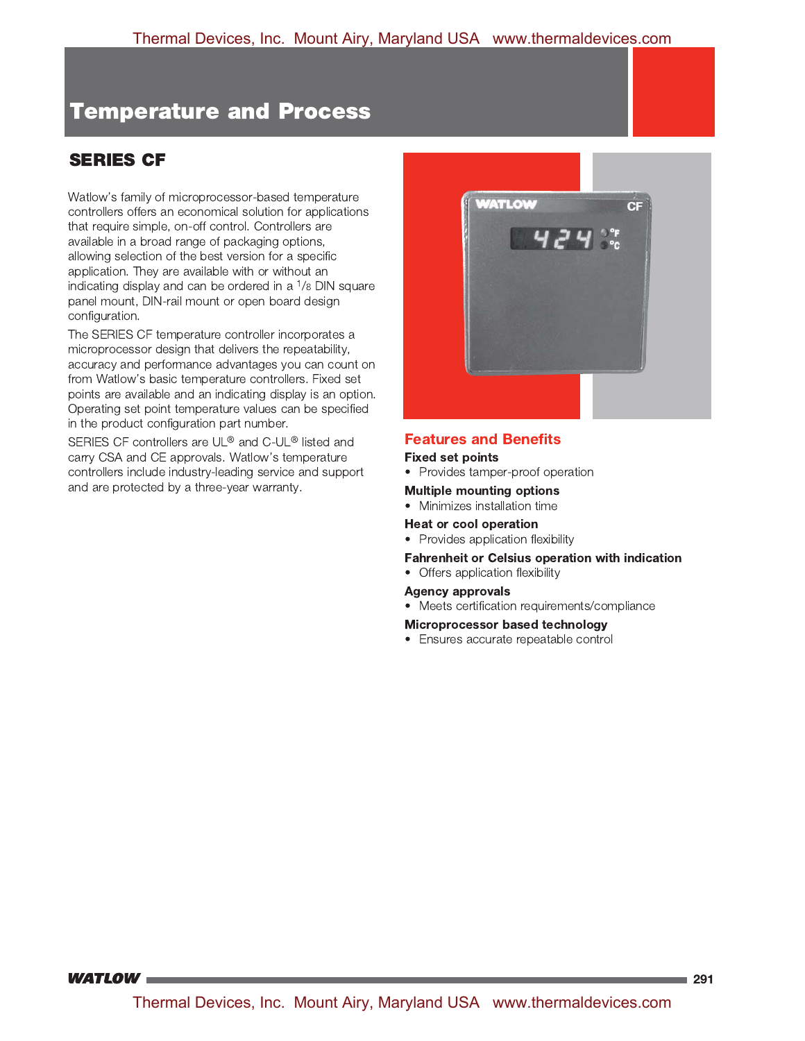# Temperature and Process

## SERIES CF

Watlow's family of microprocessor-based temperature controllers offers an economical solution for applications that require simple, on-off control. Controllers are available in a broad range of packaging options, allowing selection of the best version for a specific application. They are available with or without an indicating display and can be ordered in a 1/8 DIN square panel mount, DIN-rail mount or open board design configuration.

The SERIES CF temperature controller incorporates a microprocessor design that delivers the repeatability, accuracy and performance advantages you can count on from Watlow's basic temperature controllers. Fixed set points are available and an indicating display is an option. Operating set point temperature values can be specified in the product configuration part number.

SERIES CF controllers are UL® and C-UL® listed and carry CSA and CE approvals. Watlow's temperature controllers include industry-leading service and support and are protected by a three-year warranty.

### Features and Benefits

**Fixed set points**

- Provides tamper-proof operation

**Multiple mounting options**

- Minimizes installation time

**Heat or cool operation**

- Provides application flexibility

**Fahrenheit or Celsius operation with indication**

- Offers application flexibility

**Agency approvals**

- Meets certification requirements/compliance

**Microprocessor based technology**

- Ensures accurate repeatable control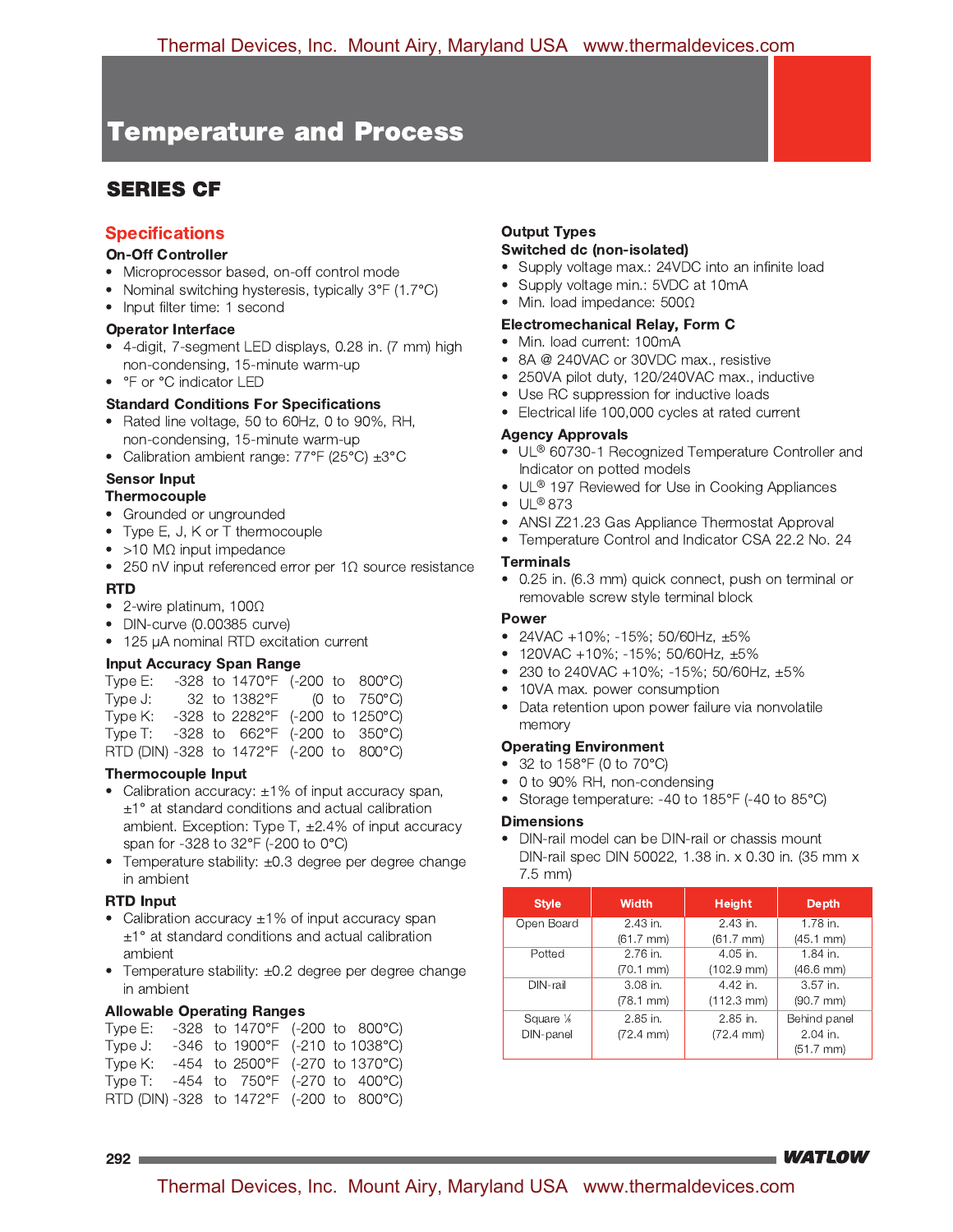# Temperature and Process

## SERIES CF

### Specifications

**On-Off Controller**

- Microprocessor based, on-off control mode
- Nominal switching hysteresis, typically 3°F (1.7°C)
- Input filter time: 1 second

**Operator Interface**

- 4-digit, 7-segment LED displays, 0.28 in. (7 mm) high non-condensing, 15-minute warm-up
- °F or °C indicator LED

**Standard Conditions For Specifications**

- Rated line voltage, 50 to 60Hz, 0 to 90%, RH, non-condensing, 15-minute warm-up
- Calibration ambient range: 77°F (25°C) ±3°C

**Sensor Input**

**Thermocouple**

- Grounded or ungrounded
- Type E, J, K or T thermocouple
- >10 MΩ input impedance
- 250 nV input referenced error per 1Ω source resistance

**RTD**

- 2-wire platinum, 100Ω
- DIN-curve (0.00385 curve)
- 125 µA nominal RTD excitation current

**Input Accuracy Span Range**

| | | |
|---|---|---|
| Type E: | -328 to 1470°F | (-200 to 800°C) |
| Type J: | 32 to 1382°F | (0 to 750°C) |
| Type K: | -328 to 2282°F | (-200 to 1250°C) |
| Type T: | -328 to 662°F | (-200 to 350°C) |
| RTD (DIN) | -328 to 1472°F | (-200 to 800°C) |

**Thermocouple Input**

- Calibration accuracy: ±1% of input accuracy span, ±1° at standard conditions and actual calibration ambient. Exception: Type T, ±2.4% of input accuracy span for -328 to 32°F (-200 to 0°C)
- Temperature stability: ±0.3 degree per degree change in ambient

**RTD Input**

- Calibration accuracy ±1% of input accuracy span ±1° at standard conditions and actual calibration ambient
- Temperature stability: ±0.2 degree per degree change in ambient

**Allowable Operating Ranges**

| | | |
|---|---|---|
| Type E: | -328 to 1470°F | (-200 to 800°C) |
| Type J: | -346 to 1900°F | (-210 to 1038°C) |
| Type K: | -454 to 2500°F | (-270 to 1370°C) |
| Type T: | -454 to 750°F | (-270 to 400°C) |
| RTD (DIN) | -328 to 1472°F | (-200 to 800°C) |

**Output Types**

**Switched dc (non-isolated)**

- Supply voltage max.: 24VDC into an infinite load
- Supply voltage min.: 5VDC at 10mA
- Min. load impedance: 500Ω

**Electromechanical Relay, Form C**

- Min. load current: 100mA
- 8A @ 240VAC or 30VDC max., resistive
- 250VA pilot duty, 120/240VAC max., inductive
- Use RC suppression for inductive loads
- Electrical life 100,000 cycles at rated current

**Agency Approvals**

- UL® 60730-1 Recognized Temperature Controller and Indicator on potted models
- UL® 197 Reviewed for Use in Cooking Appliances
- UL® 873
- ANSI Z21.23 Gas Appliance Thermostat Approval
- Temperature Control and Indicator CSA 22.2 No. 24

**Terminals**

- 0.25 in. (6.3 mm) quick connect, push on terminal or removable screw style terminal block

**Power**

- 24VAC +10%; -15%; 50/60Hz, ±5%
- 120VAC +10%; -15%; 50/60Hz, ±5%
- 230 to 240VAC +10%; -15%; 50/60Hz, ±5%
- 10VA max. power consumption
- Data retention upon power failure via nonvolatile memory

**Operating Environment**

- 32 to 158°F (0 to 70°C)
- 0 to 90% RH, non-condensing
- Storage temperature: -40 to 185°F (-40 to 85°C)

**Dimensions**

- DIN-rail model can be DIN-rail or chassis mount DIN-rail spec DIN 50022, 1.38 in. x 0.30 in. (35 mm x 7.5 mm)

| Style | Width | Height | Depth |
|---|---|---|---|
| Open Board | 2.43 in. (61.7 mm) | 2.43 in. (61.7 mm) | 1.78 in. (45.1 mm) |
| Potted | 2.76 in. (70.1 mm) | 4.05 in. (102.9 mm) | 1.84 in. (46.6 mm) |
| DIN-rail | 3.08 in. (78.1 mm) | 4.42 in. (112.3 mm) | 3.57 in. (90.7 mm) |
| Square ⅛ DIN-panel | 2.85 in. (72.4 mm) | 2.85 in. (72.4 mm) | Behind panel 2.04 in. (51.7 mm) |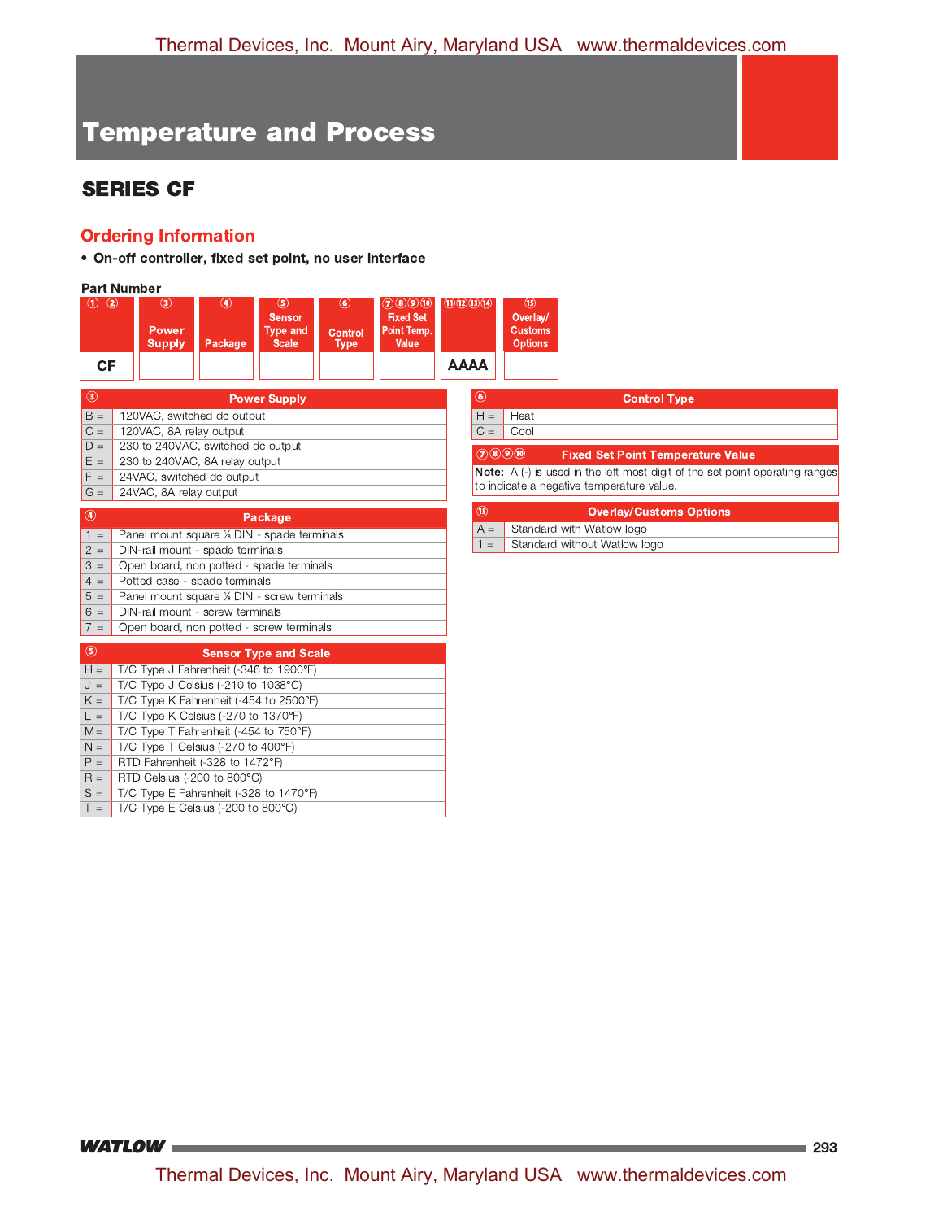## Temperature and Process

# SERIES CF

## Ordering Information

- **On-off controller, fixed set point, no user interface**

**Part Number**

| ① ② | ③ Power Supply | ④ Package | ⑤ Sensor Type and Scale | ⑥ Control Type | ⑦⑧⑨⑩ Fixed Set Point Temp. Value | ⑪⑫⑬⑭ | ⑮ Overlay/ Customs Options |
|---|---|---|---|---|---|---|---|
| CF | | | | | | AAAA | |

| ③ | Power Supply |
|---|---|
| B = | 120VAC, switched dc output |
| C = | 120VAC, 8A relay output |
| D = | 230 to 240VAC, switched dc output |
| E = | 230 to 240VAC, 8A relay output |
| F = | 24VAC, switched dc output |
| G = | 24VAC, 8A relay output |

| ④ | Package |
|---|---|
| 1 = | Panel mount square ⅛ DIN - spade terminals |
| 2 = | DIN-rail mount - spade terminals |
| 3 = | Open board, non potted - spade terminals |
| 4 = | Potted case - spade terminals |
| 5 = | Panel mount square ⅛ DIN - screw terminals |
| 6 = | DIN-rail mount - screw terminals |
| 7 = | Open board, non potted - screw terminals |

| ⑤ | Sensor Type and Scale |
|---|---|
| H = | T/C Type J Fahrenheit (-346 to 1900°F) |
| J = | T/C Type J Celsius (-210 to 1038°C) |
| K = | T/C Type K Fahrenheit (-454 to 2500°F) |
| L = | T/C Type K Celsius (-270 to 1370°F) |
| M = | T/C Type T Fahrenheit (-454 to 750°F) |
| N = | T/C Type T Celsius (-270 to 400°F) |
| P = | RTD Fahrenheit (-328 to 1472°F) |
| R = | RTD Celsius (-200 to 800°C) |
| S = | T/C Type E Fahrenheit (-328 to 1470°F) |
| T = | T/C Type E Celsius (-200 to 800°C) |

| ⑥ | Control Type |
|---|---|
| H = | Heat |
| C = | Cool |

**⑦⑧⑨⑩ Fixed Set Point Temperature Value**

**Note:** A (-) is used in the left most digit of the set point operating ranges to indicate a negative temperature value.

| ⑮ | Overlay/Customs Options |
|---|---|
| A = | Standard with Watlow logo |
| 1 = | Standard without Watlow logo |